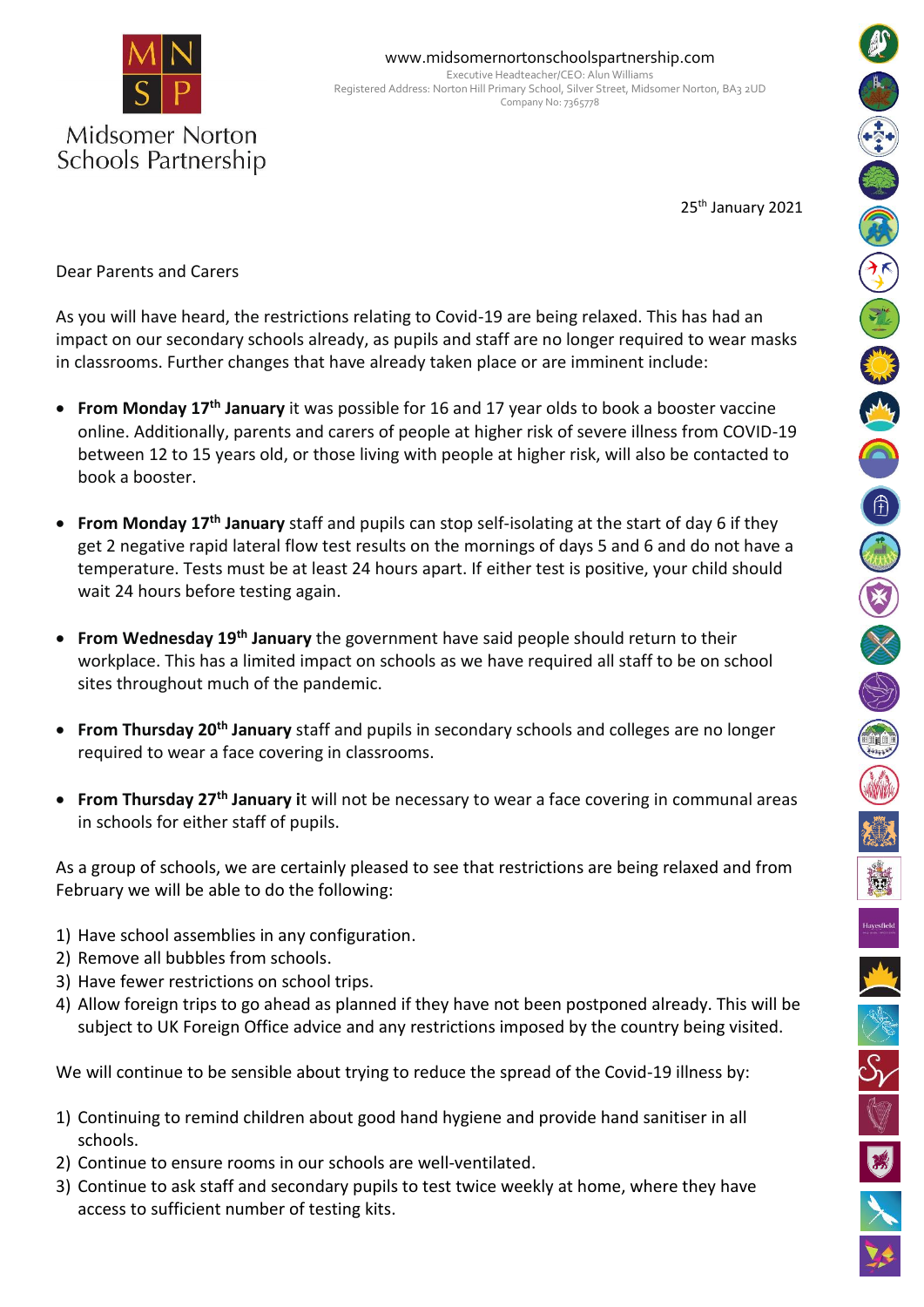Midsomer Norton Schools Partnership

www.midsomernortonschoolspartnership.com
Executive Headteacher/CEO: Alun Williams
Registered Address: Norton Hill Primary School, Silver Street, Midsomer Norton, BA3 2UD
Company No: 7365778

25th January 2021

Dear Parents and Carers

As you will have heard, the restrictions relating to Covid-19 are being relaxed. This has had an impact on our secondary schools already, as pupils and staff are no longer required to wear masks in classrooms. Further changes that have already taken place or are imminent include:

- **From Monday 17th January** it was possible for 16 and 17 year olds to book a booster vaccine online. Additionally, parents and carers of people at higher risk of severe illness from COVID-19 between 12 to 15 years old, or those living with people at higher risk, will also be contacted to book a booster.
- **From Monday 17th January** staff and pupils can stop self-isolating at the start of day 6 if they get 2 negative rapid lateral flow test results on the mornings of days 5 and 6 and do not have a temperature. Tests must be at least 24 hours apart. If either test is positive, your child should wait 24 hours before testing again.
- **From Wednesday 19th January** the government have said people should return to their workplace. This has a limited impact on schools as we have required all staff to be on school sites throughout much of the pandemic.
- **From Thursday 20th January** staff and pupils in secondary schools and colleges are no longer required to wear a face covering in classrooms.
- **From Thursday 27th January i**t will not be necessary to wear a face covering in communal areas in schools for either staff of pupils.

As a group of schools, we are certainly pleased to see that restrictions are being relaxed and from February we will be able to do the following:

1) Have school assemblies in any configuration.
2) Remove all bubbles from schools.
3) Have fewer restrictions on school trips.
4) Allow foreign trips to go ahead as planned if they have not been postponed already. This will be subject to UK Foreign Office advice and any restrictions imposed by the country being visited.

We will continue to be sensible about trying to reduce the spread of the Covid-19 illness by:

1) Continuing to remind children about good hand hygiene and provide hand sanitiser in all schools.
2) Continue to ensure rooms in our schools are well-ventilated.
3) Continue to ask staff and secondary pupils to test twice weekly at home, where they have access to sufficient number of testing kits.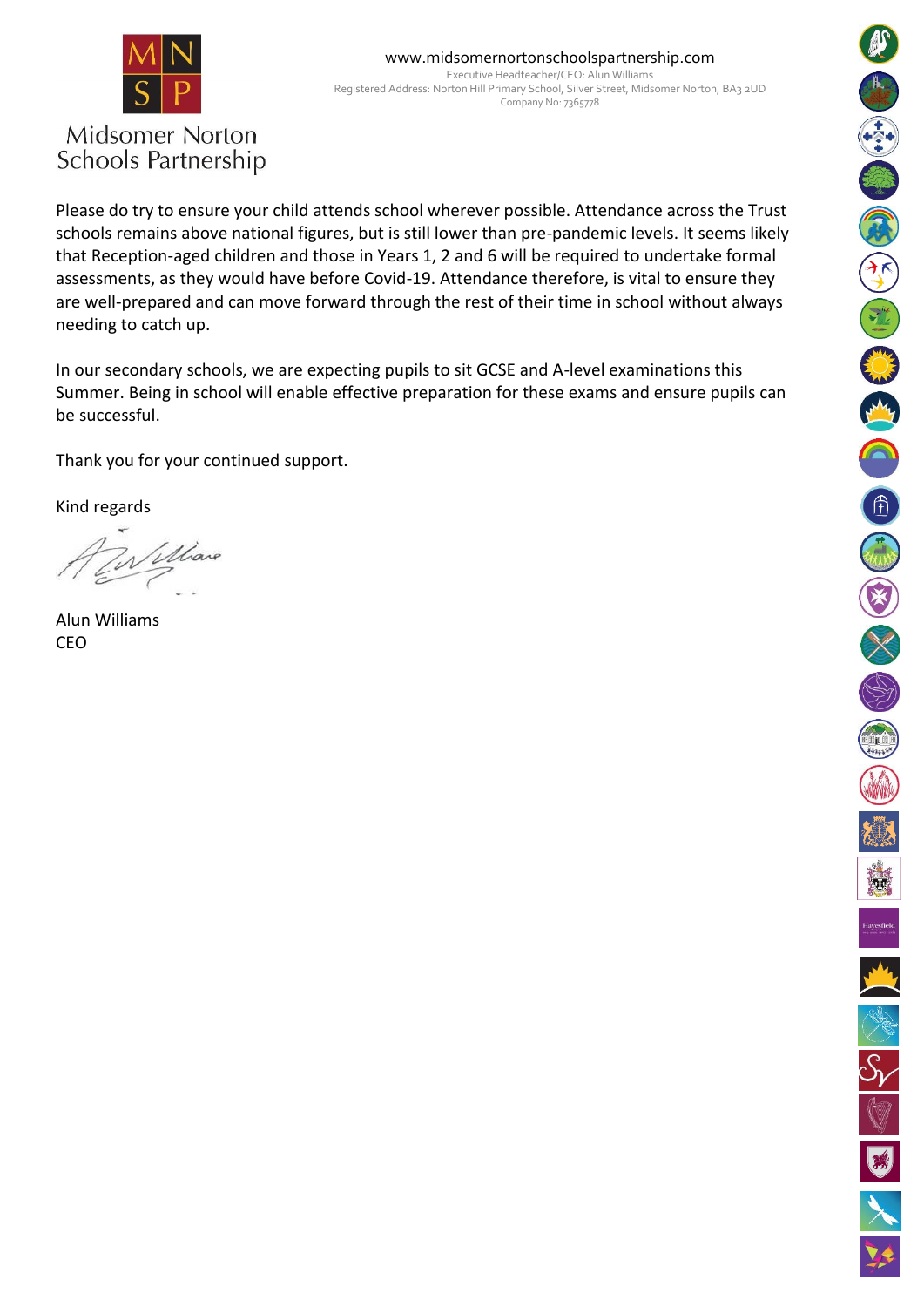Midsomer Norton Schools Partnership

www.midsomernortonschoolspartnership.com
Executive Headteacher/CEO: Alun Williams
Registered Address: Norton Hill Primary School, Silver Street, Midsomer Norton, BA3 2UD
Company No: 7365778

Please do try to ensure your child attends school wherever possible. Attendance across the Trust schools remains above national figures, but is still lower than pre-pandemic levels. It seems likely that Reception-aged children and those in Years 1, 2 and 6 will be required to undertake formal assessments, as they would have before Covid-19. Attendance therefore, is vital to ensure they are well-prepared and can move forward through the rest of their time in school without always needing to catch up.

In our secondary schools, we are expecting pupils to sit GCSE and A-level examinations this Summer. Being in school will enable effective preparation for these exams and ensure pupils can be successful.

Thank you for your continued support.

Kind regards

Alun Williams
CEO